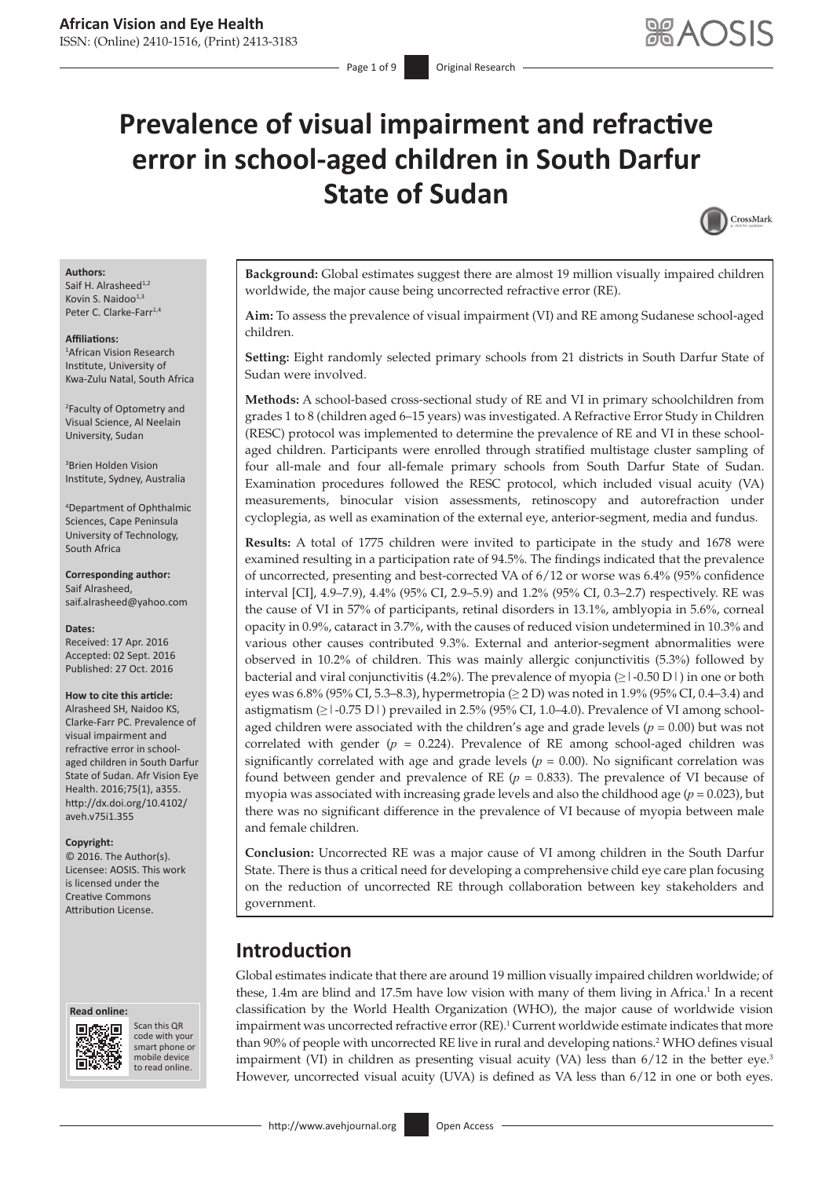# Prevalence of visual impairment and refractive error in school-aged children in South Darfur State of Sudan

**Authors:**
Saif H. Alrasheed[1,2]
Kovin S. Naidoo[1,3]
Peter C. Clarke-Farr[1,4]

**Affiliations:**
[1]African Vision Research Institute, University of Kwa-Zulu Natal, South Africa

[2]Faculty of Optometry and Visual Science, Al Neelain University, Sudan

[3]Brien Holden Vision Institute, Sydney, Australia

[4]Department of Ophthalmic Sciences, Cape Peninsula University of Technology, South Africa

**Corresponding author:**
Saif Alrasheed,
saif.alrasheed@yahoo.com

**Dates:**
Received: 17 Apr. 2016
Accepted: 02 Sept. 2016
Published: 27 Oct. 2016

**How to cite this article:**
Alrasheed SH, Naidoo KS, Clarke-Farr PC. Prevalence of visual impairment and refractive error in school-aged children in South Darfur State of Sudan. Afr Vision Eye Health. 2016;75(1), a355. http://dx.doi.org/10.4102/aveh.v75i1.355

**Copyright:**
© 2016. The Author(s). Licensee: AOSIS. This work is licensed under the Creative Commons Attribution License.

**Background:** Global estimates suggest there are almost 19 million visually impaired children worldwide, the major cause being uncorrected refractive error (RE).

**Aim:** To assess the prevalence of visual impairment (VI) and RE among Sudanese school-aged children.

**Setting:** Eight randomly selected primary schools from 21 districts in South Darfur State of Sudan were involved.

**Methods:** A school-based cross-sectional study of RE and VI in primary schoolchildren from grades 1 to 8 (children aged 6–15 years) was investigated. A Refractive Error Study in Children (RESC) protocol was implemented to determine the prevalence of RE and VI in these school-aged children. Participants were enrolled through stratified multistage cluster sampling of four all-male and four all-female primary schools from South Darfur State of Sudan. Examination procedures followed the RESC protocol, which included visual acuity (VA) measurements, binocular vision assessments, retinoscopy and autorefraction under cycloplegia, as well as examination of the external eye, anterior-segment, media and fundus.

**Results:** A total of 1775 children were invited to participate in the study and 1678 were examined resulting in a participation rate of 94.5%. The findings indicated that the prevalence of uncorrected, presenting and best-corrected VA of 6/12 or worse was 6.4% (95% confidence interval [CI], 4.9–7.9), 4.4% (95% CI, 2.9–5.9) and 1.2% (95% CI, 0.3–2.7) respectively. RE was the cause of VI in 57% of participants, retinal disorders in 13.1%, amblyopia in 5.6%, corneal opacity in 0.9%, cataract in 3.7%, with the causes of reduced vision undetermined in 10.3% and various other causes contributed 9.3%. External and anterior-segment abnormalities were observed in 10.2% of children. This was mainly allergic conjunctivitis (5.3%) followed by bacterial and viral conjunctivitis (4.2%). The prevalence of myopia (≥|-0.50 D|) in one or both eyes was 6.8% (95% CI, 5.3–8.3), hypermetropia (≥ 2 D) was noted in 1.9% (95% CI, 0.4–3.4) and astigmatism (≥|-0.75 D|) prevailed in 2.5% (95% CI, 1.0–4.0). Prevalence of VI among school-aged children were associated with the children's age and grade levels ($p = 0.00$) but was not correlated with gender ($p = 0.224$). Prevalence of RE among school-aged children was significantly correlated with age and grade levels ($p = 0.00$). No significant correlation was found between gender and prevalence of RE ($p = 0.833$). The prevalence of VI because of myopia was associated with increasing grade levels and also the childhood age ($p = 0.023$), but there was no significant difference in the prevalence of VI because of myopia between male and female children.

**Conclusion:** Uncorrected RE was a major cause of VI among children in the South Darfur State. There is thus a critical need for developing a comprehensive child eye care plan focusing on the reduction of uncorrected RE through collaboration between key stakeholders and government.

## Introduction

Global estimates indicate that there are around 19 million visually impaired children worldwide; of these, 1.4m are blind and 17.5m have low vision with many of them living in Africa.[1] In a recent classification by the World Health Organization (WHO), the major cause of worldwide vision impairment was uncorrected refractive error (RE).[1] Current worldwide estimate indicates that more than 90% of people with uncorrected RE live in rural and developing nations.[2] WHO defines visual impairment (VI) in children as presenting visual acuity (VA) less than 6/12 in the better eye.[3] However, uncorrected visual acuity (UVA) is defined as VA less than 6/12 in one or both eyes.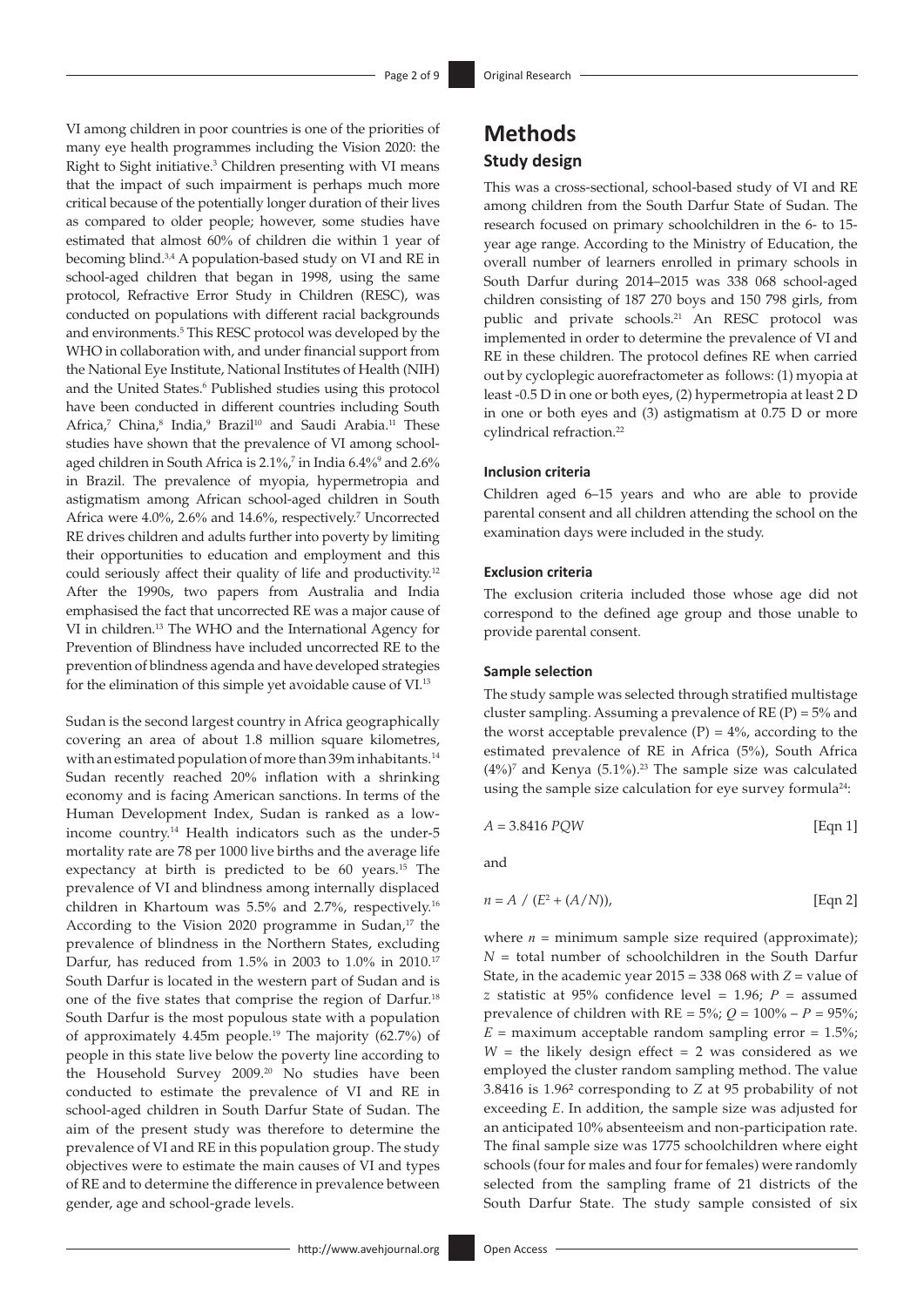VI among children in poor countries is one of the priorities of many eye health programmes including the Vision 2020: the Right to Sight initiative.[3] Children presenting with VI means that the impact of such impairment is perhaps much more critical because of the potentially longer duration of their lives as compared to older people; however, some studies have estimated that almost 60% of children die within 1 year of becoming blind.[3,4] A population-based study on VI and RE in school-aged children that began in 1998, using the same protocol, Refractive Error Study in Children (RESC), was conducted on populations with different racial backgrounds and environments.[5] This RESC protocol was developed by the WHO in collaboration with, and under financial support from the National Eye Institute, National Institutes of Health (NIH) and the United States.[6] Published studies using this protocol have been conducted in different countries including South Africa,[7] China,[8] India,[9] Brazil[10] and Saudi Arabia.[11] These studies have shown that the prevalence of VI among school-aged children in South Africa is 2.1%,[7] in India 6.4%[9] and 2.6% in Brazil. The prevalence of myopia, hypermetropia and astigmatism among African school-aged children in South Africa were 4.0%, 2.6% and 14.6%, respectively.[7] Uncorrected RE drives children and adults further into poverty by limiting their opportunities to education and employment and this could seriously affect their quality of life and productivity.[12] After the 1990s, two papers from Australia and India emphasised the fact that uncorrected RE was a major cause of VI in children.[13] The WHO and the International Agency for Prevention of Blindness have included uncorrected RE to the prevention of blindness agenda and have developed strategies for the elimination of this simple yet avoidable cause of VI.[13]

Sudan is the second largest country in Africa geographically covering an area of about 1.8 million square kilometres, with an estimated population of more than 39m inhabitants.[14] Sudan recently reached 20% inflation with a shrinking economy and is facing American sanctions. In terms of the Human Development Index, Sudan is ranked as a low-income country.[14] Health indicators such as the under-5 mortality rate are 78 per 1000 live births and the average life expectancy at birth is predicted to be 60 years.[15] The prevalence of VI and blindness among internally displaced children in Khartoum was 5.5% and 2.7%, respectively.[16] According to the Vision 2020 programme in Sudan,[17] the prevalence of blindness in the Northern States, excluding Darfur, has reduced from 1.5% in 2003 to 1.0% in 2010.[17] South Darfur is located in the western part of Sudan and is one of the five states that comprise the region of Darfur.[18] South Darfur is the most populous state with a population of approximately 4.45m people.[19] The majority (62.7%) of people in this state live below the poverty line according to the Household Survey 2009.[20] No studies have been conducted to estimate the prevalence of VI and RE in school-aged children in South Darfur State of Sudan. The aim of the present study was therefore to determine the prevalence of VI and RE in this population group. The study objectives were to estimate the main causes of VI and types of RE and to determine the difference in prevalence between gender, age and school-grade levels.

# Methods

## Study design

This was a cross-sectional, school-based study of VI and RE among children from the South Darfur State of Sudan. The research focused on primary schoolchildren in the 6- to 15-year age range. According to the Ministry of Education, the overall number of learners enrolled in primary schools in South Darfur during 2014–2015 was 338 068 school-aged children consisting of 187 270 boys and 150 798 girls, from public and private schools.[21] An RESC protocol was implemented in order to determine the prevalence of VI and RE in these children. The protocol defines RE when carried out by cycloplegic auorefractometer as follows: (1) myopia at least -0.5 D in one or both eyes, (2) hypermetropia at least 2 D in one or both eyes and (3) astigmatism at 0.75 D or more cylindrical refraction.[22]

### Inclusion criteria

Children aged 6–15 years and who are able to provide parental consent and all children attending the school on the examination days were included in the study.

### Exclusion criteria

The exclusion criteria included those whose age did not correspond to the defined age group and those unable to provide parental consent.

### Sample selection

The study sample was selected through stratified multistage cluster sampling. Assuming a prevalence of RE (P) = 5% and the worst acceptable prevalence (P) = 4%, according to the estimated prevalence of RE in Africa (5%), South Africa (4%)[7] and Kenya (5.1%).[23] The sample size was calculated using the sample size calculation for eye survey formula[24]:

$$A = 3.8416\ PQW \qquad \text{[Eqn 1]}$$

and

$$n = A\ /\ (E^2 + (A/N)), \qquad \text{[Eqn 2]}$$

where $n$ = minimum sample size required (approximate); $N$ = total number of schoolchildren in the South Darfur State, in the academic year 2015 = 338 068 with $Z$ = value of $z$ statistic at 95% confidence level = 1.96; $P$ = assumed prevalence of children with RE = 5%; $Q$ = 100% – $P$ = 95%; $E$ = maximum acceptable random sampling error = 1.5%; $W$ = the likely design effect = 2 was considered as we employed the cluster random sampling method. The value 3.8416 is $1.96^2$ corresponding to $Z$ at 95 probability of not exceeding $E$. In addition, the sample size was adjusted for an anticipated 10% absenteeism and non-participation rate. The final sample size was 1775 schoolchildren where eight schools (four for males and four for females) were randomly selected from the sampling frame of 21 districts of the South Darfur State. The study sample consisted of six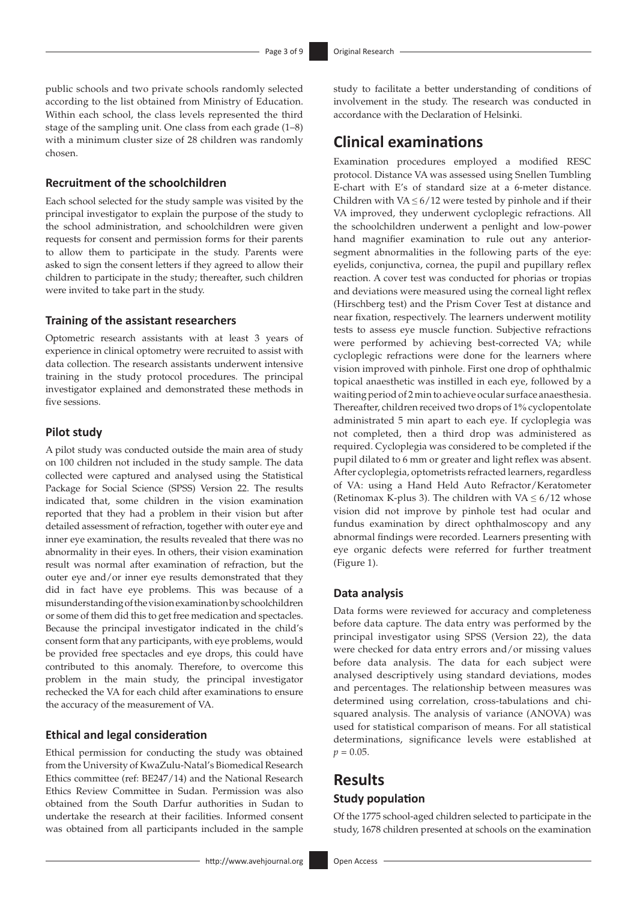public schools and two private schools randomly selected according to the list obtained from Ministry of Education. Within each school, the class levels represented the third stage of the sampling unit. One class from each grade (1–8) with a minimum cluster size of 28 children was randomly chosen.

### Recruitment of the schoolchildren

Each school selected for the study sample was visited by the principal investigator to explain the purpose of the study to the school administration, and schoolchildren were given requests for consent and permission forms for their parents to allow them to participate in the study. Parents were asked to sign the consent letters if they agreed to allow their children to participate in the study; thereafter, such children were invited to take part in the study.

### Training of the assistant researchers

Optometric research assistants with at least 3 years of experience in clinical optometry were recruited to assist with data collection. The research assistants underwent intensive training in the study protocol procedures. The principal investigator explained and demonstrated these methods in five sessions.

### Pilot study

A pilot study was conducted outside the main area of study on 100 children not included in the study sample. The data collected were captured and analysed using the Statistical Package for Social Science (SPSS) Version 22. The results indicated that, some children in the vision examination reported that they had a problem in their vision but after detailed assessment of refraction, together with outer eye and inner eye examination, the results revealed that there was no abnormality in their eyes. In others, their vision examination result was normal after examination of refraction, but the outer eye and/or inner eye results demonstrated that they did in fact have eye problems. This was because of a misunderstanding of the vision examination by schoolchildren or some of them did this to get free medication and spectacles. Because the principal investigator indicated in the child's consent form that any participants, with eye problems, would be provided free spectacles and eye drops, this could have contributed to this anomaly. Therefore, to overcome this problem in the main study, the principal investigator rechecked the VA for each child after examinations to ensure the accuracy of the measurement of VA.

### Ethical and legal consideration

Ethical permission for conducting the study was obtained from the University of KwaZulu-Natal's Biomedical Research Ethics committee (ref: BE247/14) and the National Research Ethics Review Committee in Sudan. Permission was also obtained from the South Darfur authorities in Sudan to undertake the research at their facilities. Informed consent was obtained from all participants included in the sample study to facilitate a better understanding of conditions of involvement in the study. The research was conducted in accordance with the Declaration of Helsinki.

## Clinical examinations

Examination procedures employed a modified RESC protocol. Distance VA was assessed using Snellen Tumbling E-chart with E's of standard size at a 6-meter distance. Children with VA $\leq 6/12$ were tested by pinhole and if their VA improved, they underwent cycloplegic refractions. All the schoolchildren underwent a penlight and low-power hand magnifier examination to rule out any anterior-segment abnormalities in the following parts of the eye: eyelids, conjunctiva, cornea, the pupil and pupillary reflex reaction. A cover test was conducted for phorias or tropias and deviations were measured using the corneal light reflex (Hirschberg test) and the Prism Cover Test at distance and near fixation, respectively. The learners underwent motility tests to assess eye muscle function. Subjective refractions were performed by achieving best-corrected VA; while cycloplegic refractions were done for the learners where vision improved with pinhole. First one drop of ophthalmic topical anaesthetic was instilled in each eye, followed by a waiting period of 2 min to achieve ocular surface anaesthesia. Thereafter, children received two drops of 1% cyclopentolate administrated 5 min apart to each eye. If cycloplegia was not completed, then a third drop was administered as required. Cycloplegia was considered to be completed if the pupil dilated to 6 mm or greater and light reflex was absent. After cycloplegia, optometrists refracted learners, regardless of VA: using a Hand Held Auto Refractor/Keratometer (Retinomax K-plus 3). The children with VA $\leq 6/12$ whose vision did not improve by pinhole test had ocular and fundus examination by direct ophthalmoscopy and any abnormal findings were recorded. Learners presenting with eye organic defects were referred for further treatment (Figure 1).

### Data analysis

Data forms were reviewed for accuracy and completeness before data capture. The data entry was performed by the principal investigator using SPSS (Version 22), the data were checked for data entry errors and/or missing values before data analysis. The data for each subject were analysed descriptively using standard deviations, modes and percentages. The relationship between measures was determined using correlation, cross-tabulations and chi-squared analysis. The analysis of variance (ANOVA) was used for statistical comparison of means. For all statistical determinations, significance levels were established at $p = 0.05$.

## Results

### Study population

Of the 1775 school-aged children selected to participate in the study, 1678 children presented at schools on the examination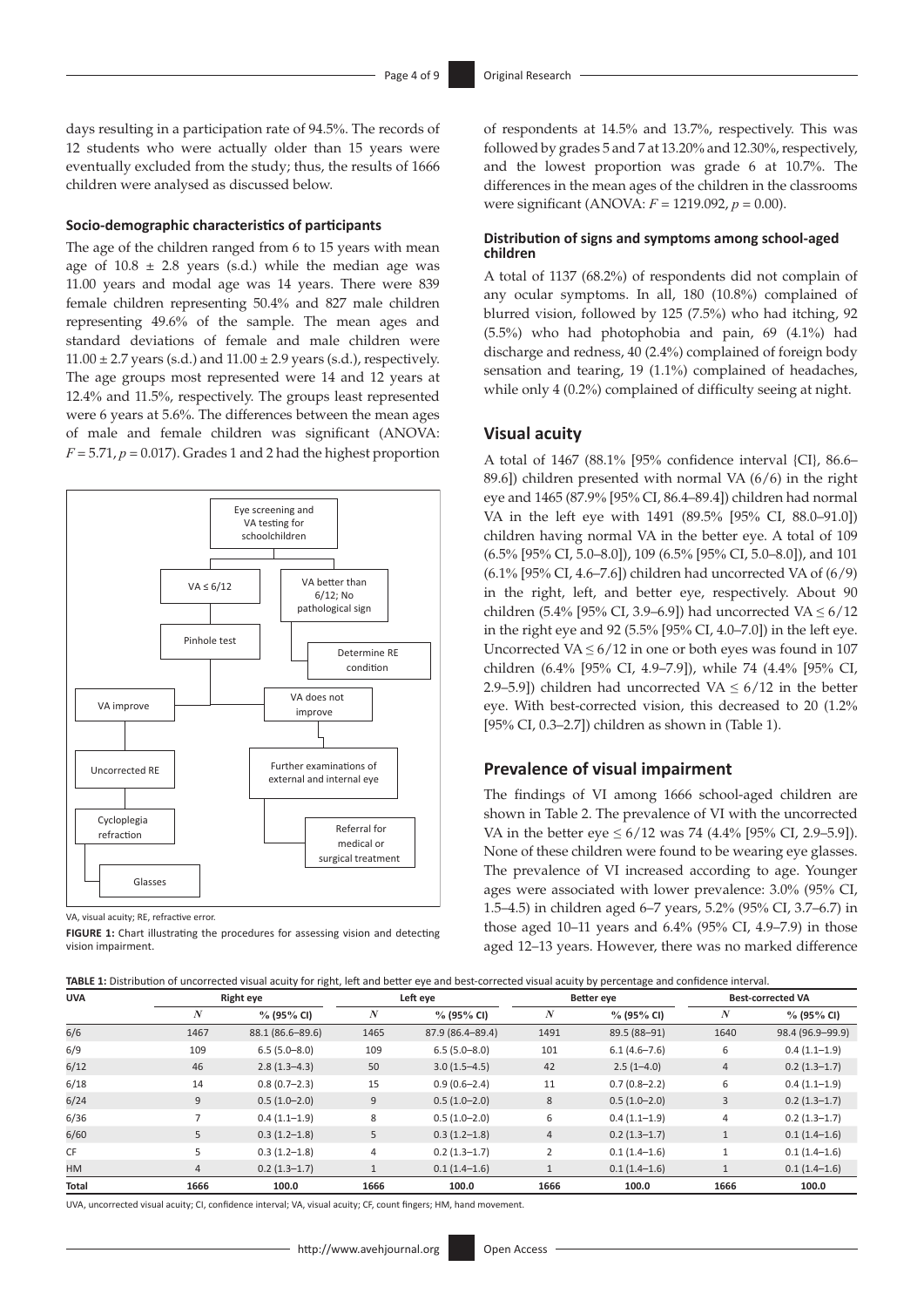days resulting in a participation rate of 94.5%. The records of 12 students who were actually older than 15 years were eventually excluded from the study; thus, the results of 1666 children were analysed as discussed below.

#### Socio-demographic characteristics of participants

The age of the children ranged from 6 to 15 years with mean age of 10.8 ± 2.8 years (s.d.) while the median age was 11.00 years and modal age was 14 years. There were 839 female children representing 50.4% and 827 male children representing 49.6% of the sample. The mean ages and standard deviations of female and male children were 11.00 ± 2.7 years (s.d.) and 11.00 ± 2.9 years (s.d.), respectively. The age groups most represented were 14 and 12 years at 12.4% and 11.5%, respectively. The groups least represented were 6 years at 5.6%. The differences between the mean ages of male and female children was significant (ANOVA: $F = 5.71$, $p = 0.017$). Grades 1 and 2 had the highest proportion of respondents at 14.5% and 13.7%, respectively. This was followed by grades 5 and 7 at 13.20% and 12.30%, respectively, and the lowest proportion was grade 6 at 10.7%. The differences in the mean ages of the children in the classrooms were significant (ANOVA: $F = 1219.092$, $p = 0.00$).

Eye screening and VA testing for schoolchildren → VA ≤ 6/12 → Pinhole test → VA improve → Uncorrected RE → Cycloplegia refraction → Glasses

Eye screening and VA testing for schoolchildren → VA better than 6/12; No pathological sign → Determine RE condition

Pinhole test → VA does not improve → Further examinations of external and internal eye → Referral for medical or surgical treatment

VA, visual acuity; RE, refractive error.

**FIGURE 1:** Chart illustrating the procedures for assessing vision and detecting vision impairment.

#### Distribution of signs and symptoms among school-aged children

A total of 1137 (68.2%) of respondents did not complain of any ocular symptoms. In all, 180 (10.8%) complained of blurred vision, followed by 125 (7.5%) who had itching, 92 (5.5%) who had photophobia and pain, 69 (4.1%) had discharge and redness, 40 (2.4%) complained of foreign body sensation and tearing, 19 (1.1%) complained of headaches, while only 4 (0.2%) complained of difficulty seeing at night.

## Visual acuity

A total of 1467 (88.1% [95% confidence interval {CI}, 86.6–89.6]) children presented with normal VA (6/6) in the right eye and 1465 (87.9% [95% CI, 86.4–89.4]) children had normal VA in the left eye with 1491 (89.5% [95% CI, 88.0–91.0]) children having normal VA in the better eye. A total of 109 (6.5% [95% CI, 5.0–8.0]), 109 (6.5% [95% CI, 5.0–8.0]), and 101 (6.1% [95% CI, 4.6–7.6]) children had uncorrected VA of (6/9) in the right, left, and better eye, respectively. About 90 children (5.4% [95% CI, 3.9–6.9]) had uncorrected VA ≤ 6/12 in the right eye and 92 (5.5% [95% CI, 4.0–7.0]) in the left eye. Uncorrected VA ≤ 6/12 in one or both eyes was found in 107 children (6.4% [95% CI, 4.9–7.9]), while 74 (4.4% [95% CI, 2.9–5.9]) children had uncorrected VA ≤ 6/12 in the better eye. With best-corrected vision, this decreased to 20 (1.2% [95% CI, 0.3–2.7]) children as shown in (Table 1).

## Prevalence of visual impairment

The findings of VI among 1666 school-aged children are shown in Table 2. The prevalence of VI with the uncorrected VA in the better eye ≤ 6/12 was 74 (4.4% [95% CI, 2.9–5.9]). None of these children were found to be wearing eye glasses. The prevalence of VI increased according to age. Younger ages were associated with lower prevalence: 3.0% (95% CI, 1.5–4.5) in children aged 6–7 years, 5.2% (95% CI, 3.7–6.7) in those aged 10–11 years and 6.4% (95% CI, 4.9–7.9) in those aged 12–13 years. However, there was no marked difference

**TABLE 1:** Distribution of uncorrected visual acuity for right, left and better eye and best-corrected visual acuity by percentage and confidence interval.

| UVA | Right eye | | Left eye | | Better eye | | Best-corrected VA | |
|---|---|---|---|---|---|---|---|---|
| | *N* | % (95% CI) | *N* | % (95% CI) | *N* | % (95% CI) | *N* | % (95% CI) |
| 6/6 | 1467 | 88.1 (86.6–89.6) | 1465 | 87.9 (86.4–89.4) | 1491 | 89.5 (88–91) | 1640 | 98.4 (96.9–99.9) |
| 6/9 | 109 | 6.5 (5.0–8.0) | 109 | 6.5 (5.0–8.0) | 101 | 6.1 (4.6–7.6) | 6 | 0.4 (1.1–1.9) |
| 6/12 | 46 | 2.8 (1.3–4.3) | 50 | 3.0 (1.5–4.5) | 42 | 2.5 (1–4.0) | 4 | 0.2 (1.3–1.7) |
| 6/18 | 14 | 0.8 (0.7–2.3) | 15 | 0.9 (0.6–2.4) | 11 | 0.7 (0.8–2.2) | 6 | 0.4 (1.1–1.9) |
| 6/24 | 9 | 0.5 (1.0–2.0) | 9 | 0.5 (1.0–2.0) | 8 | 0.5 (1.0–2.0) | 3 | 0.2 (1.3–1.7) |
| 6/36 | 7 | 0.4 (1.1–1.9) | 8 | 0.5 (1.0–2.0) | 6 | 0.4 (1.1–1.9) | 4 | 0.2 (1.3–1.7) |
| 6/60 | 5 | 0.3 (1.2–1.8) | 5 | 0.3 (1.2–1.8) | 4 | 0.2 (1.3–1.7) | 1 | 0.1 (1.4–1.6) |
| CF | 5 | 0.3 (1.2–1.8) | 4 | 0.2 (1.3–1.7) | 2 | 0.1 (1.4–1.6) | 1 | 0.1 (1.4–1.6) |
| HM | 4 | 0.2 (1.3–1.7) | 1 | 0.1 (1.4–1.6) | 1 | 0.1 (1.4–1.6) | 1 | 0.1 (1.4–1.6) |
| **Total** | **1666** | **100.0** | **1666** | **100.0** | **1666** | **100.0** | **1666** | **100.0** |

UVA, uncorrected visual acuity; CI, confidence interval; VA, visual acuity; CF, count fingers; HM, hand movement.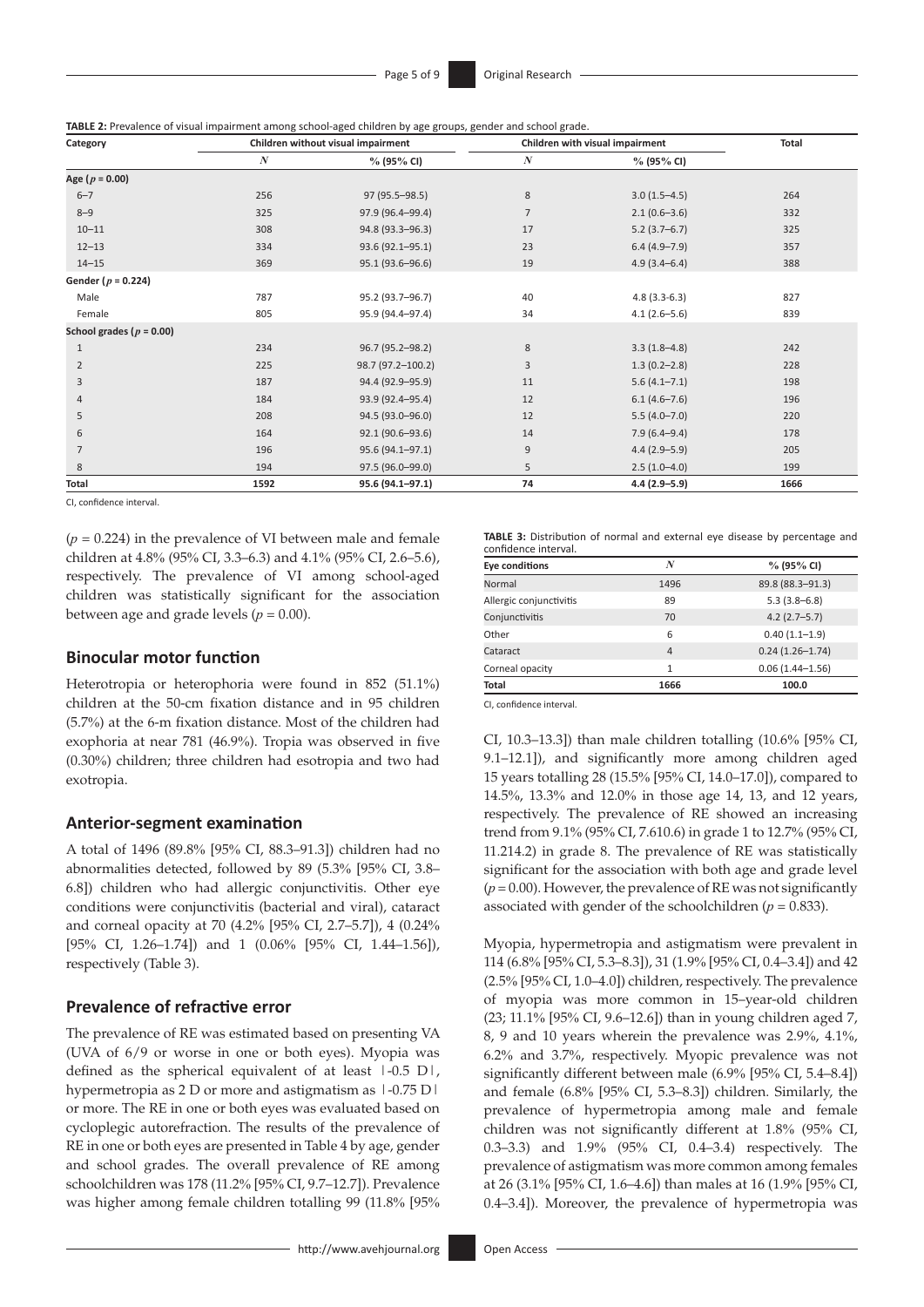**TABLE 2:** Prevalence of visual impairment among school-aged children by age groups, gender and school grade.

| Category | Children without visual impairment | | Children with visual impairment | | Total |
|---|---|---|---|---|---|
| | *N* | % (95% CI) | *N* | % (95% CI) | |
| **Age ($p$ = 0.00)** | | | | | |
| 6–7 | 256 | 97 (95.5–98.5) | 8 | 3.0 (1.5–4.5) | 264 |
| 8–9 | 325 | 97.9 (96.4–99.4) | 7 | 2.1 (0.6–3.6) | 332 |
| 10–11 | 308 | 94.8 (93.3–96.3) | 17 | 5.2 (3.7–6.7) | 325 |
| 12–13 | 334 | 93.6 (92.1–95.1) | 23 | 6.4 (4.9–7.9) | 357 |
| 14–15 | 369 | 95.1 (93.6–96.6) | 19 | 4.9 (3.4–6.4) | 388 |
| **Gender ($p$ = 0.224)** | | | | | |
| Male | 787 | 95.2 (93.7–96.7) | 40 | 4.8 (3.3-6.3) | 827 |
| Female | 805 | 95.9 (94.4–97.4) | 34 | 4.1 (2.6–5.6) | 839 |
| **School grades ($p$ = 0.00)** | | | | | |
| 1 | 234 | 96.7 (95.2–98.2) | 8 | 3.3 (1.8–4.8) | 242 |
| 2 | 225 | 98.7 (97.2–100.2) | 3 | 1.3 (0.2–2.8) | 228 |
| 3 | 187 | 94.4 (92.9–95.9) | 11 | 5.6 (4.1–7.1) | 198 |
| 4 | 184 | 93.9 (92.4–95.4) | 12 | 6.1 (4.6–7.6) | 196 |
| 5 | 208 | 94.5 (93.0–96.0) | 12 | 5.5 (4.0–7.0) | 220 |
| 6 | 164 | 92.1 (90.6–93.6) | 14 | 7.9 (6.4–9.4) | 178 |
| 7 | 196 | 95.6 (94.1–97.1) | 9 | 4.4 (2.9–5.9) | 205 |
| 8 | 194 | 97.5 (96.0–99.0) | 5 | 2.5 (1.0–4.0) | 199 |
| **Total** | **1592** | **95.6 (94.1–97.1)** | **74** | **4.4 (2.9–5.9)** | **1666** |

CI, confidence interval.

($p$ = 0.224) in the prevalence of VI between male and female children at 4.8% (95% CI, 3.3–6.3) and 4.1% (95% CI, 2.6–5.6), respectively. The prevalence of VI among school-aged children was statistically significant for the association between age and grade levels ($p$ = 0.00).

## Binocular motor function

Heterotropia or heterophoria were found in 852 (51.1%) children at the 50-cm fixation distance and in 95 children (5.7%) at the 6-m fixation distance. Most of the children had exophoria at near 781 (46.9%). Tropia was observed in five (0.30%) children; three children had esotropia and two had exotropia.

## Anterior-segment examination

A total of 1496 (89.8% [95% CI, 88.3–91.3]) children had no abnormalities detected, followed by 89 (5.3% [95% CI, 3.8–6.8]) children who had allergic conjunctivitis. Other eye conditions were conjunctivitis (bacterial and viral), cataract and corneal opacity at 70 (4.2% [95% CI, 2.7–5.7]), 4 (0.24% [95% CI, 1.26–1.74]) and 1 (0.06% [95% CI, 1.44–1.56]), respectively (Table 3).

## Prevalence of refractive error

The prevalence of RE was estimated based on presenting VA (UVA of 6/9 or worse in one or both eyes). Myopia was defined as the spherical equivalent of at least |-0.5 D|, hypermetropia as 2 D or more and astigmatism as |-0.75 D| or more. The RE in one or both eyes was evaluated based on cycloplegic autorefraction. The results of the prevalence of RE in one or both eyes are presented in Table 4 by age, gender and school grades. The overall prevalence of RE among schoolchildren was 178 (11.2% [95% CI, 9.7–12.7]). Prevalence was higher among female children totalling 99 (11.8% [95% CI, 10.3–13.3]) than male children totalling (10.6% [95% CI, 9.1–12.1]), and significantly more among children aged 15 years totalling 28 (15.5% [95% CI, 14.0–17.0]), compared to 14.5%, 13.3% and 12.0% in those age 14, 13, and 12 years, respectively. The prevalence of RE showed an increasing trend from 9.1% (95% CI, 7.610.6) in grade 1 to 12.7% (95% CI, 11.214.2) in grade 8. The prevalence of RE was statistically significant for the association with both age and grade level ($p$ = 0.00). However, the prevalence of RE was not significantly associated with gender of the schoolchildren ($p$ = 0.833).

**TABLE 3:** Distribution of normal and external eye disease by percentage and confidence interval.

| Eye conditions | *N* | % (95% CI) |
|---|---|---|
| Normal | 1496 | 89.8 (88.3–91.3) |
| Allergic conjunctivitis | 89 | 5.3 (3.8–6.8) |
| Conjunctivitis | 70 | 4.2 (2.7–5.7) |
| Other | 6 | 0.40 (1.1–1.9) |
| Cataract | 4 | 0.24 (1.26–1.74) |
| Corneal opacity | 1 | 0.06 (1.44–1.56) |
| **Total** | **1666** | **100.0** |

CI, confidence interval.

Myopia, hypermetropia and astigmatism were prevalent in 114 (6.8% [95% CI, 5.3–8.3]), 31 (1.9% [95% CI, 0.4–3.4]) and 42 (2.5% [95% CI, 1.0–4.0]) children, respectively. The prevalence of myopia was more common in 15–year-old children (23; 11.1% [95% CI, 9.6–12.6]) than in young children aged 7, 8, 9 and 10 years wherein the prevalence was 2.9%, 4.1%, 6.2% and 3.7%, respectively. Myopic prevalence was not significantly different between male (6.9% [95% CI, 5.4–8.4]) and female (6.8% [95% CI, 5.3–8.3]) children. Similarly, the prevalence of hypermetropia among male and female children was not significantly different at 1.8% (95% CI, 0.3–3.3) and 1.9% (95% CI, 0.4–3.4) respectively. The prevalence of astigmatism was more common among females at 26 (3.1% [95% CI, 1.6–4.6]) than males at 16 (1.9% [95% CI, 0.4–3.4]). Moreover, the prevalence of hypermetropia was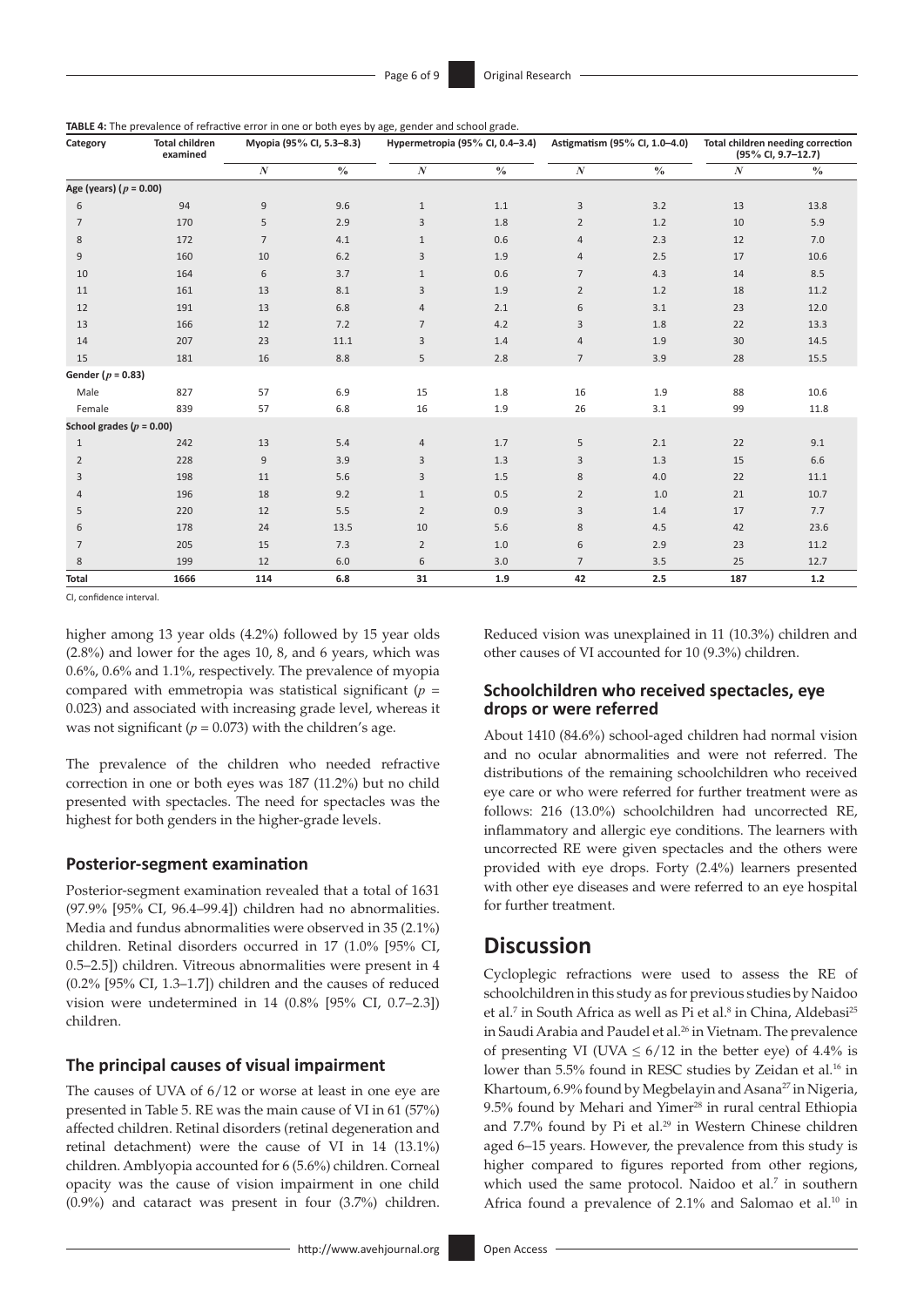**TABLE 4:** The prevalence of refractive error in one or both eyes by age, gender and school grade.

| Category | Total children examined | Myopia (95% CI, 5.3–8.3) | | Hypermetropia (95% CI, 0.4–3.4) | | Astigmatism (95% CI, 1.0–4.0) | | Total children needing correction (95% CI, 9.7–12.7) | |
|---|---|---|---|---|---|---|---|---|---|
| | | *N* | % | *N* | % | *N* | % | *N* | % |
| **Age (years) (*p* = 0.00)** | | | | | | | | | |
| 6 | 94 | 9 | 9.6 | 1 | 1.1 | 3 | 3.2 | 13 | 13.8 |
| 7 | 170 | 5 | 2.9 | 3 | 1.8 | 2 | 1.2 | 10 | 5.9 |
| 8 | 172 | 7 | 4.1 | 1 | 0.6 | 4 | 2.3 | 12 | 7.0 |
| 9 | 160 | 10 | 6.2 | 3 | 1.9 | 4 | 2.5 | 17 | 10.6 |
| 10 | 164 | 6 | 3.7 | 1 | 0.6 | 7 | 4.3 | 14 | 8.5 |
| 11 | 161 | 13 | 8.1 | 3 | 1.9 | 2 | 1.2 | 18 | 11.2 |
| 12 | 191 | 13 | 6.8 | 4 | 2.1 | 6 | 3.1 | 23 | 12.0 |
| 13 | 166 | 12 | 7.2 | 7 | 4.2 | 3 | 1.8 | 22 | 13.3 |
| 14 | 207 | 23 | 11.1 | 3 | 1.4 | 4 | 1.9 | 30 | 14.5 |
| 15 | 181 | 16 | 8.8 | 5 | 2.8 | 7 | 3.9 | 28 | 15.5 |
| **Gender (*p* = 0.83)** | | | | | | | | | |
| Male | 827 | 57 | 6.9 | 15 | 1.8 | 16 | 1.9 | 88 | 10.6 |
| Female | 839 | 57 | 6.8 | 16 | 1.9 | 26 | 3.1 | 99 | 11.8 |
| **School grades (*p* = 0.00)** | | | | | | | | | |
| 1 | 242 | 13 | 5.4 | 4 | 1.7 | 5 | 2.1 | 22 | 9.1 |
| 2 | 228 | 9 | 3.9 | 3 | 1.3 | 3 | 1.3 | 15 | 6.6 |
| 3 | 198 | 11 | 5.6 | 3 | 1.5 | 8 | 4.0 | 22 | 11.1 |
| 4 | 196 | 18 | 9.2 | 1 | 0.5 | 2 | 1.0 | 21 | 10.7 |
| 5 | 220 | 12 | 5.5 | 2 | 0.9 | 3 | 1.4 | 17 | 7.7 |
| 6 | 178 | 24 | 13.5 | 10 | 5.6 | 8 | 4.5 | 42 | 23.6 |
| 7 | 205 | 15 | 7.3 | 2 | 1.0 | 6 | 2.9 | 23 | 11.2 |
| 8 | 199 | 12 | 6.0 | 6 | 3.0 | 7 | 3.5 | 25 | 12.7 |
| **Total** | **1666** | **114** | **6.8** | **31** | **1.9** | **42** | **2.5** | **187** | **1.2** |

CI, confidence interval.

higher among 13 year olds (4.2%) followed by 15 year olds (2.8%) and lower for the ages 10, 8, and 6 years, which was 0.6%, 0.6% and 1.1%, respectively. The prevalence of myopia compared with emmetropia was statistical significant ($p$ = 0.023) and associated with increasing grade level, whereas it was not significant ($p$ = 0.073) with the children's age.

The prevalence of the children who needed refractive correction in one or both eyes was 187 (11.2%) but no child presented with spectacles. The need for spectacles was the highest for both genders in the higher-grade levels.

### Posterior-segment examination

Posterior-segment examination revealed that a total of 1631 (97.9% [95% CI, 96.4–99.4]) children had no abnormalities. Media and fundus abnormalities were observed in 35 (2.1%) children. Retinal disorders occurred in 17 (1.0% [95% CI, 0.5–2.5]) children. Vitreous abnormalities were present in 4 (0.2% [95% CI, 1.3–1.7]) children and the causes of reduced vision were undetermined in 14 (0.8% [95% CI, 0.7–2.3]) children.

### The principal causes of visual impairment

The causes of UVA of 6/12 or worse at least in one eye are presented in Table 5. RE was the main cause of VI in 61 (57%) affected children. Retinal disorders (retinal degeneration and retinal detachment) were the cause of VI in 14 (13.1%) children. Amblyopia accounted for 6 (5.6%) children. Corneal opacity was the cause of vision impairment in one child (0.9%) and cataract was present in four (3.7%) children. Reduced vision was unexplained in 11 (10.3%) children and other causes of VI accounted for 10 (9.3%) children.

### Schoolchildren who received spectacles, eye drops or were referred

About 1410 (84.6%) school-aged children had normal vision and no ocular abnormalities and were not referred. The distributions of the remaining schoolchildren who received eye care or who were referred for further treatment were as follows: 216 (13.0%) schoolchildren had uncorrected RE, inflammatory and allergic eye conditions. The learners with uncorrected RE were given spectacles and the others were provided with eye drops. Forty (2.4%) learners presented with other eye diseases and were referred to an eye hospital for further treatment.

## Discussion

Cycloplegic refractions were used to assess the RE of schoolchildren in this study as for previous studies by Naidoo et al.[7] in South Africa as well as Pi et al.[8] in China, Aldebasi[25] in Saudi Arabia and Paudel et al.[26] in Vietnam. The prevalence of presenting VI (UVA $\leq 6/12$ in the better eye) of 4.4% is lower than 5.5% found in RESC studies by Zeidan et al.[16] in Khartoum, 6.9% found by Megbelayin and Asana[27] in Nigeria, 9.5% found by Mehari and Yimer[28] in rural central Ethiopia and 7.7% found by Pi et al.[29] in Western Chinese children aged 6–15 years. However, the prevalence from this study is higher compared to figures reported from other regions, which used the same protocol. Naidoo et al.[7] in southern Africa found a prevalence of 2.1% and Salomao et al.[10] in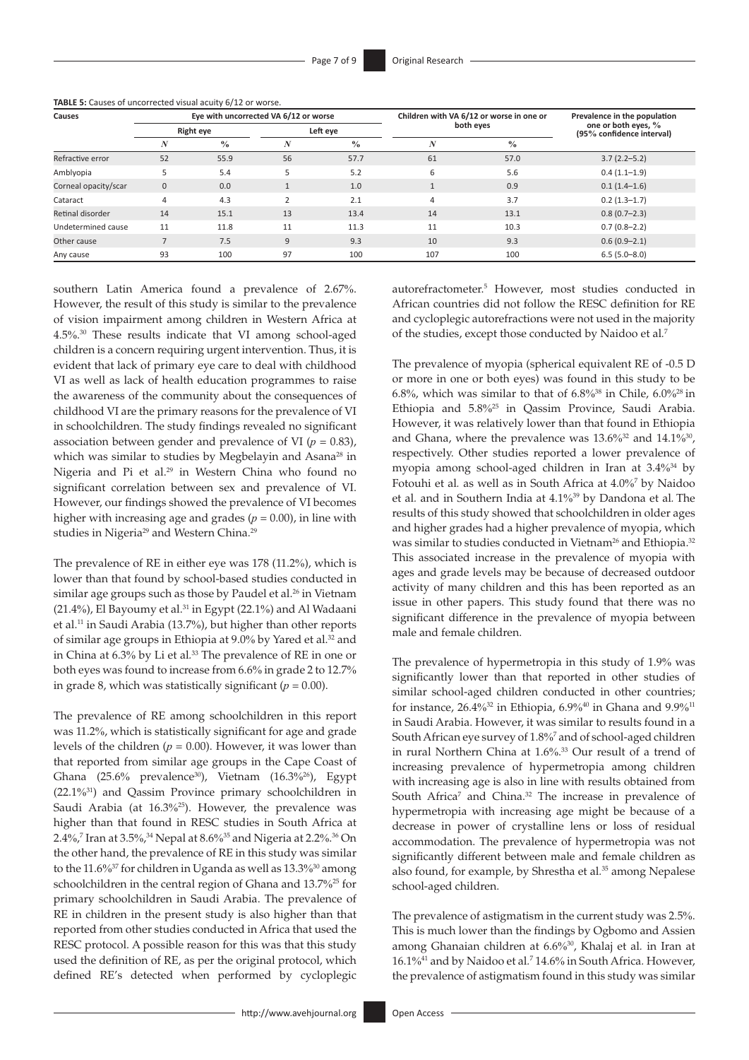**TABLE 5:** Causes of uncorrected visual acuity 6/12 or worse.

| Causes | Eye with uncorrected VA 6/12 or worse | | | | Children with VA 6/12 or worse in one or both eyes | | Prevalence in the population one or both eyes, % (95% confidence interval) |
|---|---|---|---|---|---|---|---|
| | Right eye | | Left eye | | | | |
| | *N* | % | *N* | % | *N* | % | |
| Refractive error | 52 | 55.9 | 56 | 57.7 | 61 | 57.0 | 3.7 (2.2–5.2) |
| Amblyopia | 5 | 5.4 | 5 | 5.2 | 6 | 5.6 | 0.4 (1.1–1.9) |
| Corneal opacity/scar | 0 | 0.0 | 1 | 1.0 | 1 | 0.9 | 0.1 (1.4–1.6) |
| Cataract | 4 | 4.3 | 2 | 2.1 | 4 | 3.7 | 0.2 (1.3–1.7) |
| Retinal disorder | 14 | 15.1 | 13 | 13.4 | 14 | 13.1 | 0.8 (0.7–2.3) |
| Undetermined cause | 11 | 11.8 | 11 | 11.3 | 11 | 10.3 | 0.7 (0.8–2.2) |
| Other cause | 7 | 7.5 | 9 | 9.3 | 10 | 9.3 | 0.6 (0.9–2.1) |
| Any cause | 93 | 100 | 97 | 100 | 107 | 100 | 6.5 (5.0–8.0) |

southern Latin America found a prevalence of 2.67%. However, the result of this study is similar to the prevalence of vision impairment among children in Western Africa at 4.5%.[30] These results indicate that VI among school-aged children is a concern requiring urgent intervention. Thus, it is evident that lack of primary eye care to deal with childhood VI as well as lack of health education programmes to raise the awareness of the community about the consequences of childhood VI are the primary reasons for the prevalence of VI in schoolchildren. The study findings revealed no significant association between gender and prevalence of VI ($p = 0.83$), which was similar to studies by Megbelayin and Asana[28] in Nigeria and Pi et al.[29] in Western China who found no significant correlation between sex and prevalence of VI. However, our findings showed the prevalence of VI becomes higher with increasing age and grades ($p = 0.00$), in line with studies in Nigeria[29] and Western China.[29]

The prevalence of RE in either eye was 178 (11.2%), which is lower than that found by school-based studies conducted in similar age groups such as those by Paudel et al.[26] in Vietnam (21.4%), El Bayoumy et al.[31] in Egypt (22.1%) and Al Wadaani et al.[11] in Saudi Arabia (13.7%), but higher than other reports of similar age groups in Ethiopia at 9.0% by Yared et al.[32] and in China at 6.3% by Li et al.[33] The prevalence of RE in one or both eyes was found to increase from 6.6% in grade 2 to 12.7% in grade 8, which was statistically significant ($p = 0.00$).

The prevalence of RE among schoolchildren in this report was 11.2%, which is statistically significant for age and grade levels of the children ($p = 0.00$). However, it was lower than that reported from similar age groups in the Cape Coast of Ghana (25.6% prevalence[30]), Vietnam (16.3%[26]), Egypt (22.1%[31]) and Qassim Province primary schoolchildren in Saudi Arabia (at 16.3%[25]). However, the prevalence was higher than that found in RESC studies in South Africa at 2.4%,[7] Iran at 3.5%,[34] Nepal at 8.6%[35] and Nigeria at 2.2%.[36] On the other hand, the prevalence of RE in this study was similar to the 11.6%[37] for children in Uganda as well as 13.3%[30] among schoolchildren in the central region of Ghana and 13.7%[25] for primary schoolchildren in Saudi Arabia. The prevalence of RE in children in the present study is also higher than that reported from other studies conducted in Africa that used the RESC protocol. A possible reason for this was that this study used the definition of RE, as per the original protocol, which defined RE's detected when performed by cycloplegic autorefractometer.[5] However, most studies conducted in African countries did not follow the RESC definition for RE and cycloplegic autorefractions were not used in the majority of the studies, except those conducted by Naidoo et al.[7]

The prevalence of myopia (spherical equivalent RE of -0.5 D or more in one or both eyes) was found in this study to be 6.8%, which was similar to that of 6.8%[38] in Chile, 6.0%[28] in Ethiopia and 5.8%[25] in Qassim Province, Saudi Arabia. However, it was relatively lower than that found in Ethiopia and Ghana, where the prevalence was 13.6%[32] and 14.1%[30], respectively. Other studies reported a lower prevalence of myopia among school-aged children in Iran at 3.4%[34] by Fotouhi et al. as well as in South Africa at 4.0%[7] by Naidoo et al. and in Southern India at 4.1%[39] by Dandona et al. The results of this study showed that schoolchildren in older ages and higher grades had a higher prevalence of myopia, which was similar to studies conducted in Vietnam[26] and Ethiopia.[32] This associated increase in the prevalence of myopia with ages and grade levels may be because of decreased outdoor activity of many children and this has been reported as an issue in other papers. This study found that there was no significant difference in the prevalence of myopia between male and female children.

The prevalence of hypermetropia in this study of 1.9% was significantly lower than that reported in other studies of similar school-aged children conducted in other countries; for instance, 26.4%[32] in Ethiopia, 6.9%[40] in Ghana and 9.9%[11] in Saudi Arabia. However, it was similar to results found in a South African eye survey of 1.8%[7] and of school-aged children in rural Northern China at 1.6%.[33] Our result of a trend of increasing prevalence of hypermetropia among children with increasing age is also in line with results obtained from South Africa[7] and China.[32] The increase in prevalence of hypermetropia with increasing age might be because of a decrease in power of crystalline lens or loss of residual accommodation. The prevalence of hypermetropia was not significantly different between male and female children as also found, for example, by Shrestha et al.[35] among Nepalese school-aged children.

The prevalence of astigmatism in the current study was 2.5%. This is much lower than the findings by Ogbomo and Assien among Ghanaian children at 6.6%[30], Khalaj et al. in Iran at 16.1%[41] and by Naidoo et al.[7] 14.6% in South Africa. However, the prevalence of astigmatism found in this study was similar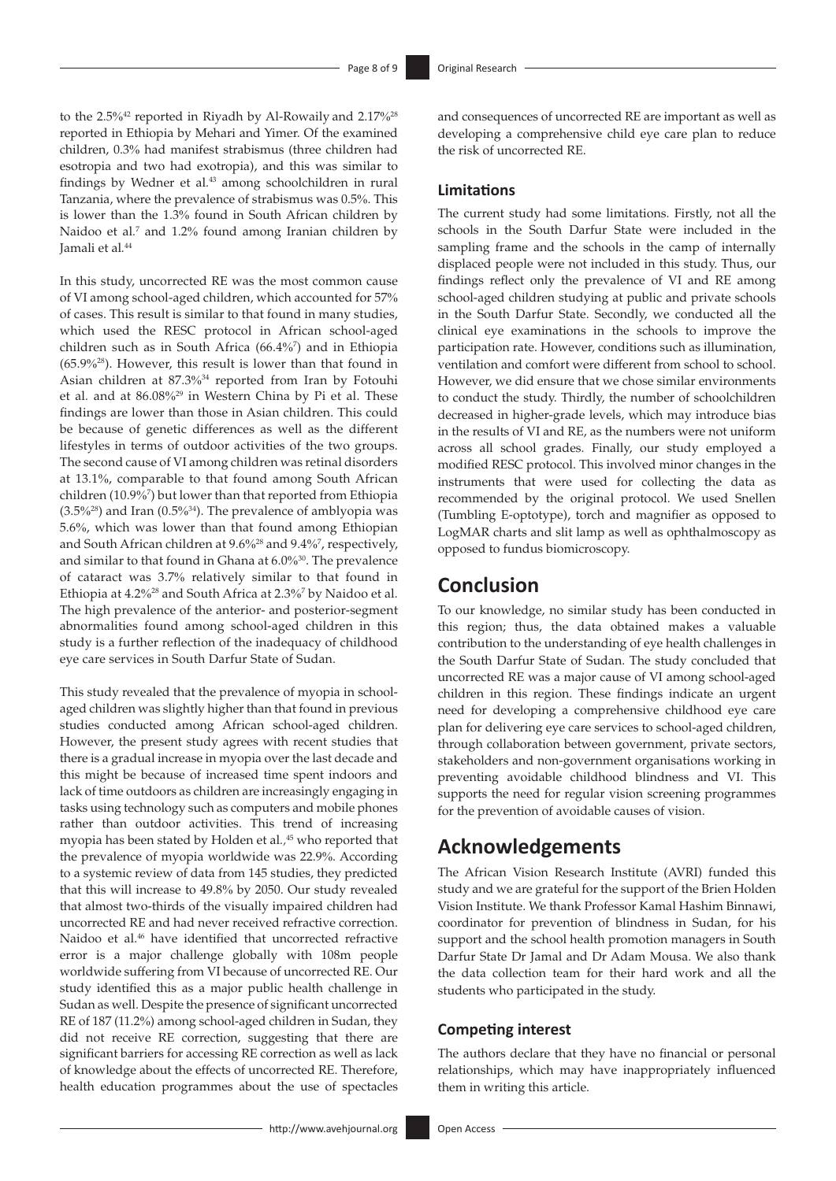to the 2.5%[42] reported in Riyadh by Al-Rowaily and 2.17%[28] reported in Ethiopia by Mehari and Yimer. Of the examined children, 0.3% had manifest strabismus (three children had esotropia and two had exotropia), and this was similar to findings by Wedner et al.[43] among schoolchildren in rural Tanzania, where the prevalence of strabismus was 0.5%. This is lower than the 1.3% found in South African children by Naidoo et al.[7] and 1.2% found among Iranian children by Jamali et al.[44]

In this study, uncorrected RE was the most common cause of VI among school-aged children, which accounted for 57% of cases. This result is similar to that found in many studies, which used the RESC protocol in African school-aged children such as in South Africa (66.4%[7]) and in Ethiopia (65.9%[28]). However, this result is lower than that found in Asian children at 87.3%[34] reported from Iran by Fotouhi et al. and at 86.08%[29] in Western China by Pi et al. These findings are lower than those in Asian children. This could be because of genetic differences as well as the different lifestyles in terms of outdoor activities of the two groups. The second cause of VI among children was retinal disorders at 13.1%, comparable to that found among South African children (10.9%[7]) but lower than that reported from Ethiopia (3.5%[28]) and Iran (0.5%[34]). The prevalence of amblyopia was 5.6%, which was lower than that found among Ethiopian and South African children at 9.6%[28] and 9.4%[7], respectively, and similar to that found in Ghana at 6.0%[30]. The prevalence of cataract was 3.7% relatively similar to that found in Ethiopia at 4.2%[28] and South Africa at 2.3%[7] by Naidoo et al. The high prevalence of the anterior- and posterior-segment abnormalities found among school-aged children in this study is a further reflection of the inadequacy of childhood eye care services in South Darfur State of Sudan.

This study revealed that the prevalence of myopia in school-aged children was slightly higher than that found in previous studies conducted among African school-aged children. However, the present study agrees with recent studies that there is a gradual increase in myopia over the last decade and this might be because of increased time spent indoors and lack of time outdoors as children are increasingly engaging in tasks using technology such as computers and mobile phones rather than outdoor activities. This trend of increasing myopia has been stated by Holden et al.,[45] who reported that the prevalence of myopia worldwide was 22.9%. According to a systemic review of data from 145 studies, they predicted that this will increase to 49.8% by 2050. Our study revealed that almost two-thirds of the visually impaired children had uncorrected RE and had never received refractive correction. Naidoo et al.[46] have identified that uncorrected refractive error is a major challenge globally with 108m people worldwide suffering from VI because of uncorrected RE. Our study identified this as a major public health challenge in Sudan as well. Despite the presence of significant uncorrected RE of 187 (11.2%) among school-aged children in Sudan, they did not receive RE correction, suggesting that there are significant barriers for accessing RE correction as well as lack of knowledge about the effects of uncorrected RE. Therefore, health education programmes about the use of spectacles and consequences of uncorrected RE are important as well as developing a comprehensive child eye care plan to reduce the risk of uncorrected RE.

### Limitations

The current study had some limitations. Firstly, not all the schools in the South Darfur State were included in the sampling frame and the schools in the camp of internally displaced people were not included in this study. Thus, our findings reflect only the prevalence of VI and RE among school-aged children studying at public and private schools in the South Darfur State. Secondly, we conducted all the clinical eye examinations in the schools to improve the participation rate. However, conditions such as illumination, ventilation and comfort were different from school to school. However, we did ensure that we chose similar environments to conduct the study. Thirdly, the number of schoolchildren decreased in higher-grade levels, which may introduce bias in the results of VI and RE, as the numbers were not uniform across all school grades. Finally, our study employed a modified RESC protocol. This involved minor changes in the instruments that were used for collecting the data as recommended by the original protocol. We used Snellen (Tumbling E-optotype), torch and magnifier as opposed to LogMAR charts and slit lamp as well as ophthalmoscopy as opposed to fundus biomicroscopy.

## Conclusion

To our knowledge, no similar study has been conducted in this region; thus, the data obtained makes a valuable contribution to the understanding of eye health challenges in the South Darfur State of Sudan. The study concluded that uncorrected RE was a major cause of VI among school-aged children in this region. These findings indicate an urgent need for developing a comprehensive childhood eye care plan for delivering eye care services to school-aged children, through collaboration between government, private sectors, stakeholders and non-government organisations working in preventing avoidable childhood blindness and VI. This supports the need for regular vision screening programmes for the prevention of avoidable causes of vision.

## Acknowledgements

The African Vision Research Institute (AVRI) funded this study and we are grateful for the support of the Brien Holden Vision Institute. We thank Professor Kamal Hashim Binnawi, coordinator for prevention of blindness in Sudan, for his support and the school health promotion managers in South Darfur State Dr Jamal and Dr Adam Mousa. We also thank the data collection team for their hard work and all the students who participated in the study.

### Competing interest

The authors declare that they have no financial or personal relationships, which may have inappropriately influenced them in writing this article.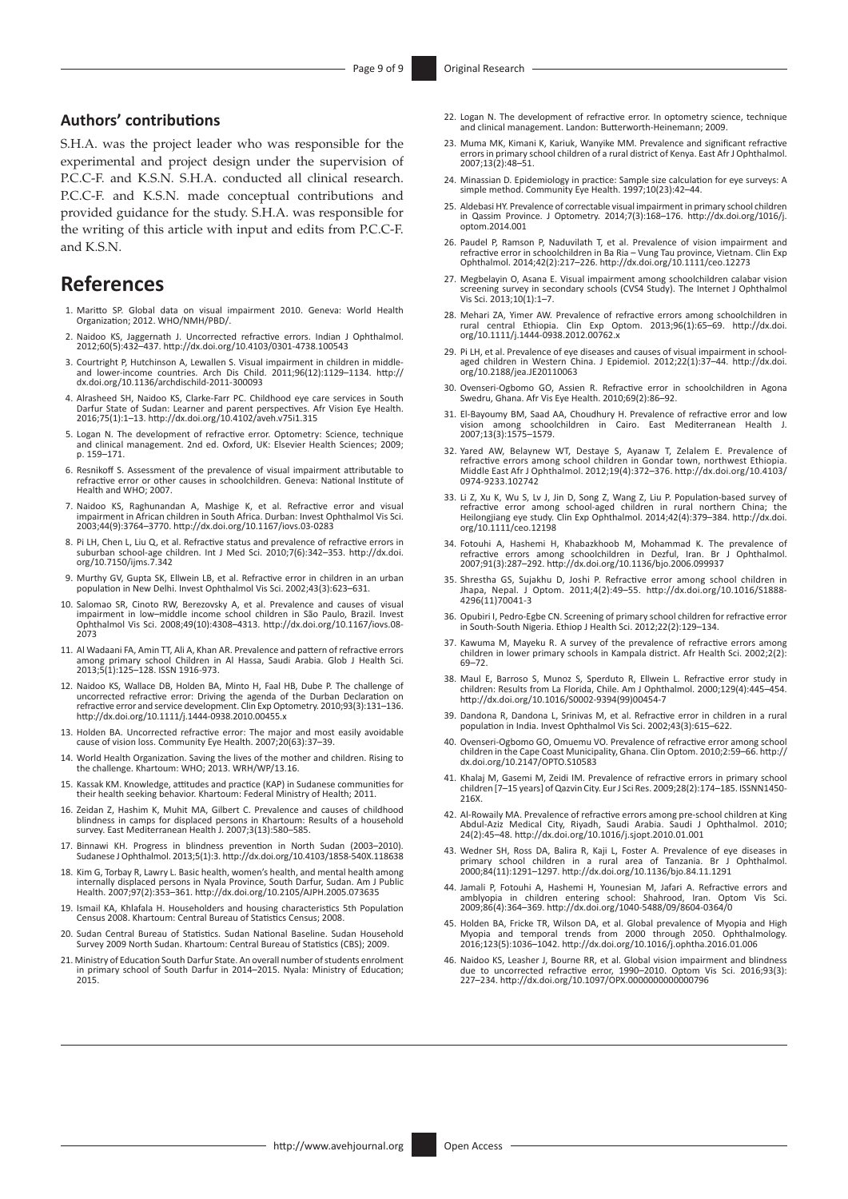### Authors' contributions

S.H.A. was the project leader who was responsible for the experimental and project design under the supervision of P.C.C-F. and K.S.N. S.H.A. conducted all clinical research. P.C.C-F. and K.S.N. made conceptual contributions and provided guidance for the study. S.H.A. was responsible for the writing of this article with input and edits from P.C.C-F. and K.S.N.

## References

1. Maritto SP. Global data on visual impairment 2010. Geneva: World Health Organization; 2012. WHO/NMH/PBD/.
2. Naidoo KS, Jaggernath J. Uncorrected refractive errors. Indian J Ophthalmol. 2012;60(5):432–437. http://dx.doi.org/10.4103/0301-4738.100543
3. Courtright P, Hutchinson A, Lewallen S. Visual impairment in children in middle- and lower-income countries. Arch Dis Child. 2011;96(12):1129–1134. http://dx.doi.org/10.1136/archdischild-2011-300093
4. Alrasheed SH, Naidoo KS, Clarke-Farr PC. Childhood eye care services in South Darfur State of Sudan: Learner and parent perspectives. Afr Vision Eye Health. 2016;75(1):1–13. http://dx.doi.org/10.4102/aveh.v75i1.315
5. Logan N. The development of refractive error. Optometry: Science, technique and clinical management. 2nd ed. Oxford, UK: Elsevier Health Sciences; 2009; p. 159–171.
6. Resnikoff S. Assessment of the prevalence of visual impairment attributable to refractive error or other causes in schoolchildren. Geneva: National Institute of Health and WHO; 2007.
7. Naidoo KS, Raghunandan A, Mashige K, et al. Refractive error and visual impairment in African children in South Africa. Durban: Invest Ophthalmol Vis Sci. 2003;44(9):3764–3770. http://dx.doi.org/10.1167/iovs.03-0283
8. Pi LH, Chen L, Liu Q, et al. Refractive status and prevalence of refractive errors in suburban school-age children. Int J Med Sci. 2010;7(6):342–353. http://dx.doi.org/10.7150/ijms.7.342
9. Murthy GV, Gupta SK, Ellwein LB, et al. Refractive error in children in an urban population in New Delhi. Invest Ophthalmol Vis Sci. 2002;43(3):623–631.
10. Salomao SR, Cinoto RW, Berezovsky A, et al. Prevalence and causes of visual impairment in low–middle income school children in São Paulo, Brazil. Invest Ophthalmol Vis Sci. 2008;49(10):4308–4313. http://dx.doi.org/10.1167/iovs.08-2073
11. Al Wadaani FA, Amin TT, Ali A, Khan AR. Prevalence and pattern of refractive errors among primary school Children in Al Hassa, Saudi Arabia. Glob J Health Sci. 2013;5(1):125–128. ISSN 1916-973.
12. Naidoo KS, Wallace DB, Holden BA, Minto H, Faal HB, Dube P. The challenge of uncorrected refractive error: Driving the agenda of the Durban Declaration on refractive error and service development. Clin Exp Optometry. 2010;93(3):131–136. http://dx.doi.org/10.1111/j.1444-0938.2010.00455.x
13. Holden BA. Uncorrected refractive error: The major and most easily avoidable cause of vision loss. Community Eye Health. 2007;20(63):37–39.
14. World Health Organization. Saving the lives of the mother and children. Rising to the challenge. Khartoum: WHO; 2013. WRH/WP/13.16.
15. Kassak KM. Knowledge, attitudes and practice (KAP) in Sudanese communities for their health seeking behavior. Khartoum: Federal Ministry of Health; 2011.
16. Zeidan Z, Hashim K, Muhit MA, Gilbert C. Prevalence and causes of childhood blindness in camps for displaced persons in Khartoum: Results of a household survey. East Mediterranean Health J. 2007;3(13):580–585.
17. Binnawi KH. Progress in blindness prevention in North Sudan (2003–2010). Sudanese J Ophthalmol. 2013;5(1):3. http://dx.doi.org/10.4103/1858-540X.118638
18. Kim G, Torbay R, Lawry L. Basic health, women's health, and mental health among internally displaced persons in Nyala Province, South Darfur, Sudan. Am J Public Health. 2007;97(2):353–361. http://dx.doi.org/10.2105/AJPH.2005.073635
19. Ismail KA, Khlafala H. Householders and housing characteristics 5th Population Census 2008. Khartoum: Central Bureau of Statistics Census; 2008.
20. Sudan Central Bureau of Statistics. Sudan National Baseline. Sudan Household Survey 2009 North Sudan. Khartoum: Central Bureau of Statistics (CBS); 2009.
21. Ministry of Education South Darfur State. An overall number of students enrolment in primary school of South Darfur in 2014–2015. Nyala: Ministry of Education; 2015.
22. Logan N. The development of refractive error. In optometry science, technique and clinical management. Landon: Butterworth-Heinemann; 2009.
23. Muma MK, Kimani K, Kariuk, Wanyike MM. Prevalence and significant refractive errors in primary school children of a rural district of Kenya. East Afr J Ophthalmol. 2007;13(2):48–51.
24. Minassian D. Epidemiology in practice: Sample size calculation for eye surveys: A simple method. Community Eye Health. 1997;10(23):42–44.
25. Aldebasi HY. Prevalence of correctable visual impairment in primary school children in Qassim Province. J Optometry. 2014;7(3):168–176. http://dx.doi.org/10.1016/j.optom.2014.001
26. Paudel P, Ramson P, Naduvilath T, et al. Prevalence of vision impairment and refractive error in schoolchildren in Ba Ria – Vung Tau province, Vietnam. Clin Exp Ophthalmol. 2014;42(2):217–226. http://dx.doi.org/10.1111/ceo.12273
27. Megbelayin O, Asana E. Visual impairment among schoolchildren calabar vision screening survey in secondary schools (CVS4 Study). The Internet J Ophthalmol Vis Sci. 2013;10(1):1–7.
28. Mehari ZA, Yimer AW. Prevalence of refractive errors among schoolchildren in rural central Ethiopia. Clin Exp Optom. 2013;96(1):65–69. http://dx.doi.org/10.1111/j.1444-0938.2012.00762.x
29. Pi LH, et al. Prevalence of eye diseases and causes of visual impairment in school-aged children in Western China. J Epidemiol. 2012;22(1):37–44. http://dx.doi.org/10.2188/jea.JE20110063
30. Ovenseri-Ogbomo GO, Assien R. Refractive error in schoolchildren in Agona Swedru, Ghana. Afr Vis Eye Health. 2010;69(2):86–92.
31. El-Bayoumy BM, Saad AA, Choudhury H. Prevalence of refractive error and low vision among schoolchildren in Cairo. East Mediterranean Health J. 2007;13(3):1575–1579.
32. Yared AW, Belaynew WT, Destaye S, Ayanaw T, Zelalem E. Prevalence of refractive errors among school children in Gondar town, northwest Ethiopia. Middle East Afr J Ophthalmol. 2012;19(4):372–376. http://dx.doi.org/10.4103/0974-9233.102742
33. Li Z, Xu K, Wu S, Lv J, Jin D, Song Z, Wang Z, Liu P. Population-based survey of refractive error among school-aged children in rural northern China; the Heilongjiang eye study. Clin Exp Ophthalmol. 2014;42(4):379–384. http://dx.doi.org/10.1111/ceo.12198
34. Fotouhi A, Hashemi H, Khabazkhoob M, Mohammad K. The prevalence of refractive errors among schoolchildren in Dezful, Iran. Br J Ophthalmol. 2007;91(3):287–292. http://dx.doi.org/10.1136/bjo.2006.099937
35. Shrestha GS, Sujakhu D, Joshi P. Refractive error among school children in Jhapa, Nepal. J Optom. 2011;4(2):49–55. http://dx.doi.org/10.1016/S1888-4296(11)70041-3
36. Opubiri I, Pedro-Egbe CN. Screening of primary school children for refractive error in South-South Nigeria. Ethiop J Health Sci. 2012;22(2):129–134.
37. Kawuma M, Mayeku R. A survey of the prevalence of refractive errors among children in lower primary schools in Kampala district. Afr Health Sci. 2002;2(2):69–72.
38. Maul E, Barroso S, Munoz S, Sperduto R, Ellwein L. Refractive error study in children: Results from La Florida, Chile. Am J Ophthalmol. 2000;129(4):445–454. http://dx.doi.org/10.1016/S0002-9394(99)00454-7
39. Dandona R, Dandona L, Srinivas M, et al. Refractive error in children in a rural population in India. Invest Ophthalmol Vis Sci. 2002;43(3):615–622.
40. Ovenseri-Ogbomo GO, Omuemu VO. Prevalence of refractive error among school children in the Cape Coast Municipality, Ghana. Clin Optom. 2010;2:59–66. http://dx.doi.org/10.2147/OPTO.S10583
41. Khalaj M, Gasemi M, Zeidi IM. Prevalence of refractive errors in primary school children [7–15 years] of Qazvin City. Eur J Sci Res. 2009;28(2):174–185. ISSNN1450-216X.
42. Al-Rowaily MA. Prevalence of refractive errors among pre-school children at King Abdul-Aziz Medical City, Riyadh, Saudi Arabia. Saudi J Ophthalmol. 2010; 24(2):45–48. http://dx.doi.org/10.1016/j.sjopt.2010.01.001
43. Wedner SH, Ross DA, Balira R, Kaji L, Foster A. Prevalence of eye diseases in primary school children in a rural area of Tanzania. Br J Ophthalmol. 2000;84(11):1291–1297. http://dx.doi.org/10.1136/bjo.84.11.1291
44. Jamali P, Fotouhi A, Hashemi H, Younesian M, Jafari A. Refractive errors and amblyopia in children entering school: Shahrood, Iran. Optom Vis Sci. 2009;86(4):364–369. http://dx.doi.org/1040-5488/09/8604-0364/0
45. Holden BA, Fricke TR, Wilson DA, et al. Global prevalence of Myopia and High Myopia and temporal trends from 2000 through 2050. Ophthalmology. 2016;123(5):1036–1042. http://dx.doi.org/10.1016/j.ophtha.2016.01.006
46. Naidoo KS, Leasher J, Bourne RR, et al. Global vision impairment and blindness due to uncorrected refractive error, 1990–2010. Optom Vis Sci. 2016;93(3): 227–234. http://dx.doi.org/10.1097/OPX.0000000000000796